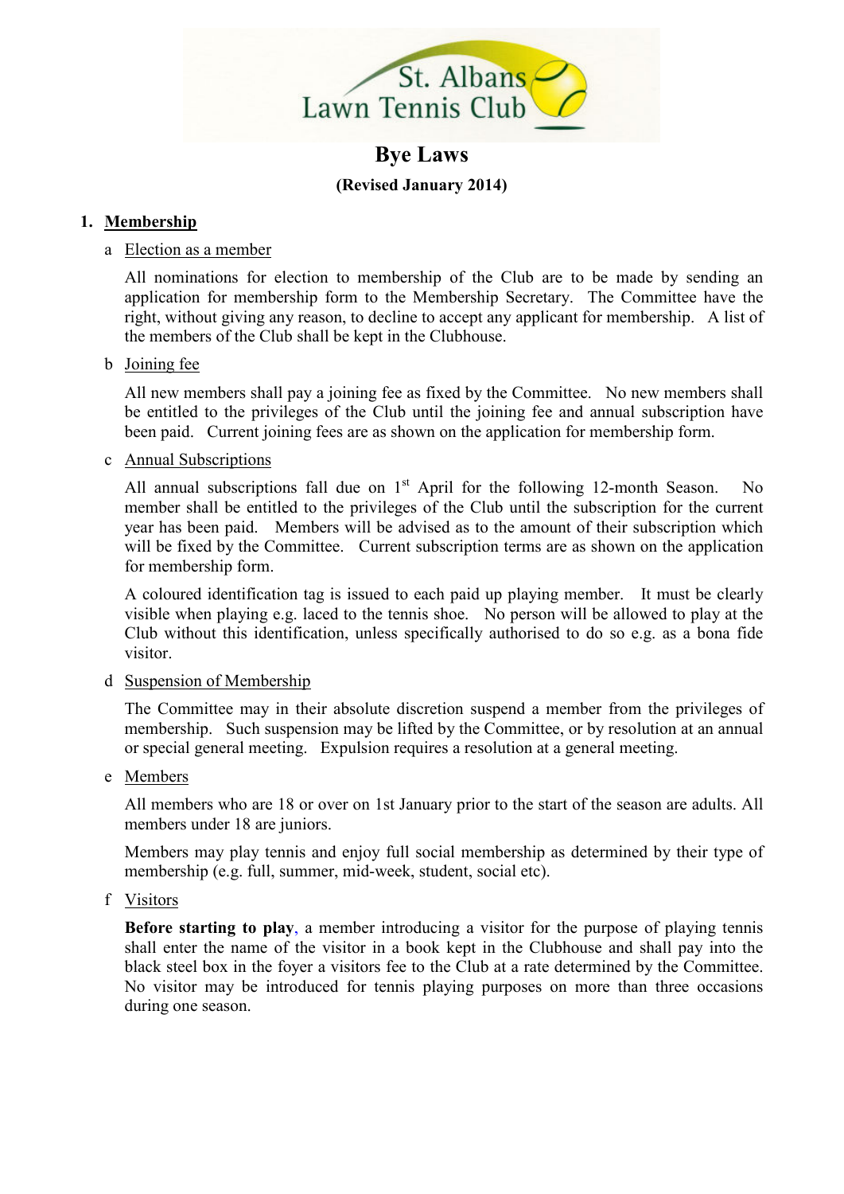St. Albans Lawn Tennis Club

# Bye Laws

**(Revised January 2014)**

## 1. Membership

### a Election as a member

All nominations for election to membership of the Club are to be made by sending an application for membership form to the Membership Secretary. The Committee have the right, without giving any reason, to decline to accept any applicant for membership. A list of the members of the Club shall be kept in the Clubhouse.

### b Joining fee

All new members shall pay a joining fee as fixed by the Committee. No new members shall be entitled to the privileges of the Club until the joining fee and annual subscription have been paid. Current joining fees are as shown on the application for membership form.

### c Annual Subscriptions

All annual subscriptions fall due on 1st April for the following 12-month Season. No member shall be entitled to the privileges of the Club until the subscription for the current year has been paid. Members will be advised as to the amount of their subscription which will be fixed by the Committee. Current subscription terms are as shown on the application for membership form.

A coloured identification tag is issued to each paid up playing member. It must be clearly visible when playing e.g. laced to the tennis shoe. No person will be allowed to play at the Club without this identification, unless specifically authorised to do so e.g. as a bona fide visitor.

### d Suspension of Membership

The Committee may in their absolute discretion suspend a member from the privileges of membership. Such suspension may be lifted by the Committee, or by resolution at an annual or special general meeting. Expulsion requires a resolution at a general meeting.

### e Members

All members who are 18 or over on 1st January prior to the start of the season are adults. All members under 18 are juniors.

Members may play tennis and enjoy full social membership as determined by their type of membership (e.g. full, summer, mid-week, student, social etc).

### f Visitors

**Before starting to play**, a member introducing a visitor for the purpose of playing tennis shall enter the name of the visitor in a book kept in the Clubhouse and shall pay into the black steel box in the foyer a visitors fee to the Club at a rate determined by the Committee. No visitor may be introduced for tennis playing purposes on more than three occasions during one season.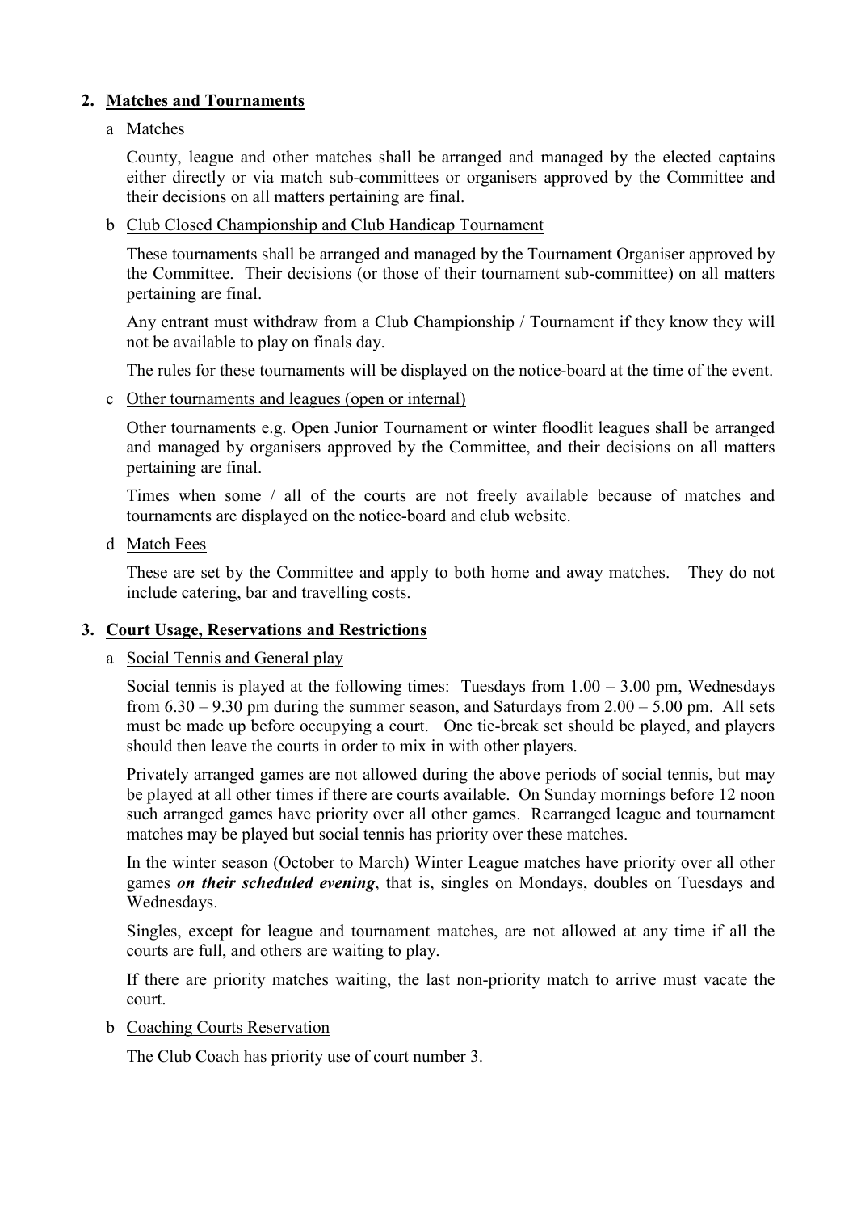## 2. Matches and Tournaments

### a Matches

County, league and other matches shall be arranged and managed by the elected captains either directly or via match sub-committees or organisers approved by the Committee and their decisions on all matters pertaining are final.

### b Club Closed Championship and Club Handicap Tournament

These tournaments shall be arranged and managed by the Tournament Organiser approved by the Committee. Their decisions (or those of their tournament sub-committee) on all matters pertaining are final.

Any entrant must withdraw from a Club Championship / Tournament if they know they will not be available to play on finals day.

The rules for these tournaments will be displayed on the notice-board at the time of the event.

### c Other tournaments and leagues (open or internal)

Other tournaments e.g. Open Junior Tournament or winter floodlit leagues shall be arranged and managed by organisers approved by the Committee, and their decisions on all matters pertaining are final.

Times when some / all of the courts are not freely available because of matches and tournaments are displayed on the notice-board and club website.

### d Match Fees

These are set by the Committee and apply to both home and away matches. They do not include catering, bar and travelling costs.

## 3. Court Usage, Reservations and Restrictions

### a Social Tennis and General play

Social tennis is played at the following times: Tuesdays from 1.00 – 3.00 pm, Wednesdays from 6.30 – 9.30 pm during the summer season, and Saturdays from 2.00 – 5.00 pm. All sets must be made up before occupying a court. One tie-break set should be played, and players should then leave the courts in order to mix in with other players.

Privately arranged games are not allowed during the above periods of social tennis, but may be played at all other times if there are courts available. On Sunday mornings before 12 noon such arranged games have priority over all other games. Rearranged league and tournament matches may be played but social tennis has priority over these matches.

In the winter season (October to March) Winter League matches have priority over all other games ***on their scheduled evening***, that is, singles on Mondays, doubles on Tuesdays and Wednesdays.

Singles, except for league and tournament matches, are not allowed at any time if all the courts are full, and others are waiting to play.

If there are priority matches waiting, the last non-priority match to arrive must vacate the court.

### b Coaching Courts Reservation

The Club Coach has priority use of court number 3.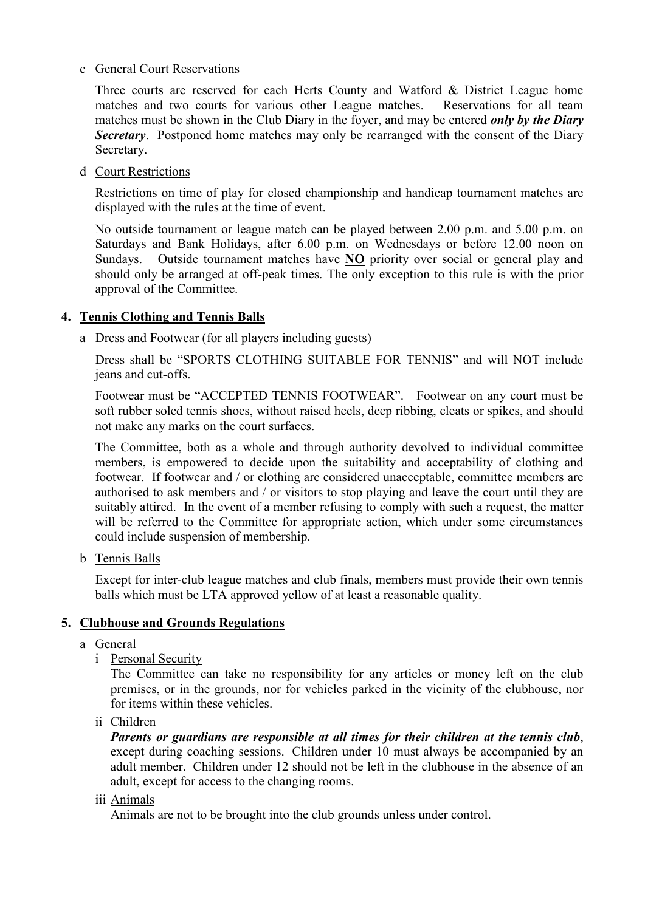c General Court Reservations

Three courts are reserved for each Herts County and Watford & District League home matches and two courts for various other League matches. Reservations for all team matches must be shown in the Club Diary in the foyer, and may be entered ***only by the Diary Secretary***. Postponed home matches may only be rearranged with the consent of the Diary Secretary.

d Court Restrictions

Restrictions on time of play for closed championship and handicap tournament matches are displayed with the rules at the time of event.

No outside tournament or league match can be played between 2.00 p.m. and 5.00 p.m. on Saturdays and Bank Holidays, after 6.00 p.m. on Wednesdays or before 12.00 noon on Sundays. Outside tournament matches have **NO** priority over social or general play and should only be arranged at off-peak times. The only exception to this rule is with the prior approval of the Committee.

## 4. Tennis Clothing and Tennis Balls

a Dress and Footwear (for all players including guests)

Dress shall be "SPORTS CLOTHING SUITABLE FOR TENNIS" and will NOT include jeans and cut-offs.

Footwear must be "ACCEPTED TENNIS FOOTWEAR". Footwear on any court must be soft rubber soled tennis shoes, without raised heels, deep ribbing, cleats or spikes, and should not make any marks on the court surfaces.

The Committee, both as a whole and through authority devolved to individual committee members, is empowered to decide upon the suitability and acceptability of clothing and footwear. If footwear and / or clothing are considered unacceptable, committee members are authorised to ask members and / or visitors to stop playing and leave the court until they are suitably attired. In the event of a member refusing to comply with such a request, the matter will be referred to the Committee for appropriate action, which under some circumstances could include suspension of membership.

b Tennis Balls

Except for inter-club league matches and club finals, members must provide their own tennis balls which must be LTA approved yellow of at least a reasonable quality.

## 5. Clubhouse and Grounds Regulations

a General

i Personal Security

The Committee can take no responsibility for any articles or money left on the club premises, or in the grounds, nor for vehicles parked in the vicinity of the clubhouse, nor for items within these vehicles.

ii Children

***Parents or guardians are responsible at all times for their children at the tennis club***, except during coaching sessions. Children under 10 must always be accompanied by an adult member. Children under 12 should not be left in the clubhouse in the absence of an adult, except for access to the changing rooms.

iii Animals

Animals are not to be brought into the club grounds unless under control.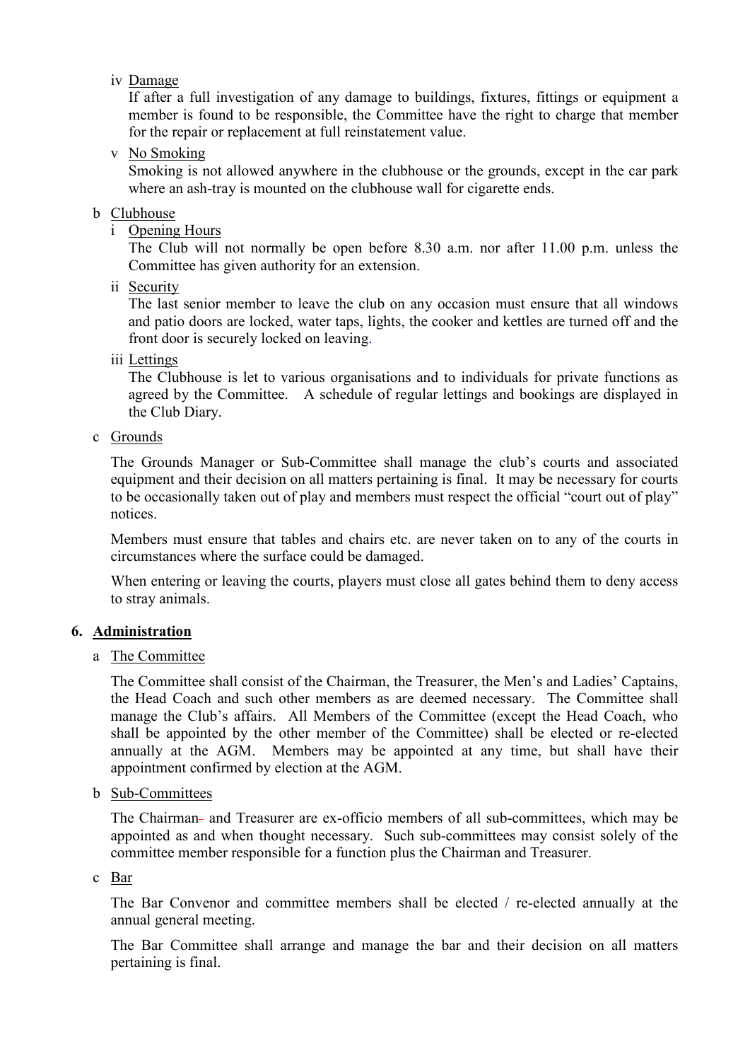iv Damage

If after a full investigation of any damage to buildings, fixtures, fittings or equipment a member is found to be responsible, the Committee have the right to charge that member for the repair or replacement at full reinstatement value.

v No Smoking

Smoking is not allowed anywhere in the clubhouse or the grounds, except in the car park where an ash-tray is mounted on the clubhouse wall for cigarette ends.

b Clubhouse

i Opening Hours

The Club will not normally be open before 8.30 a.m. nor after 11.00 p.m. unless the Committee has given authority for an extension.

ii Security

The last senior member to leave the club on any occasion must ensure that all windows and patio doors are locked, water taps, lights, the cooker and kettles are turned off and the front door is securely locked on leaving.

iii Lettings

The Clubhouse is let to various organisations and to individuals for private functions as agreed by the Committee. A schedule of regular lettings and bookings are displayed in the Club Diary.

c Grounds

The Grounds Manager or Sub-Committee shall manage the club's courts and associated equipment and their decision on all matters pertaining is final. It may be necessary for courts to be occasionally taken out of play and members must respect the official "court out of play" notices.

Members must ensure that tables and chairs etc. are never taken on to any of the courts in circumstances where the surface could be damaged.

When entering or leaving the courts, players must close all gates behind them to deny access to stray animals.

## 6. Administration

a The Committee

The Committee shall consist of the Chairman, the Treasurer, the Men's and Ladies' Captains, the Head Coach and such other members as are deemed necessary. The Committee shall manage the Club's affairs. All Members of the Committee (except the Head Coach, who shall be appointed by the other member of the Committee) shall be elected or re-elected annually at the AGM. Members may be appointed at any time, but shall have their appointment confirmed by election at the AGM.

b Sub-Committees

The Chairman and Treasurer are ex-officio members of all sub-committees, which may be appointed as and when thought necessary. Such sub-committees may consist solely of the committee member responsible for a function plus the Chairman and Treasurer.

c Bar

The Bar Convenor and committee members shall be elected / re-elected annually at the annual general meeting.

The Bar Committee shall arrange and manage the bar and their decision on all matters pertaining is final.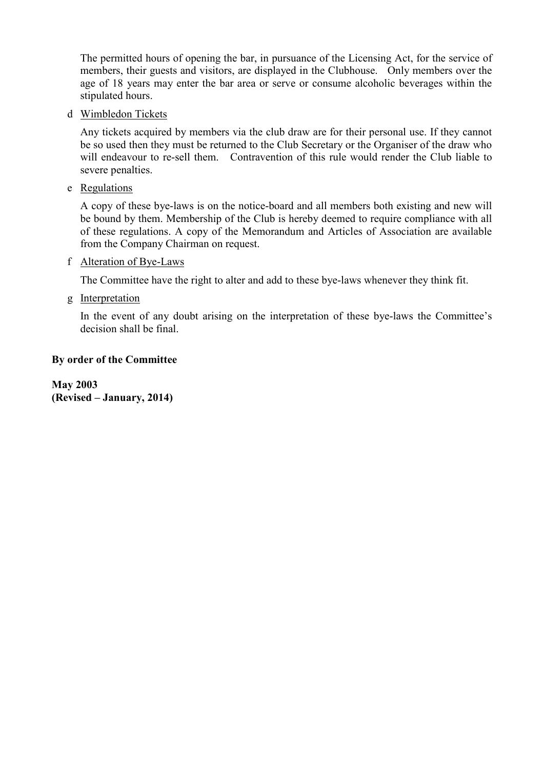The permitted hours of opening the bar, in pursuance of the Licensing Act, for the service of members, their guests and visitors, are displayed in the Clubhouse. Only members over the age of 18 years may enter the bar area or serve or consume alcoholic beverages within the stipulated hours.

d Wimbledon Tickets

Any tickets acquired by members via the club draw are for their personal use. If they cannot be so used then they must be returned to the Club Secretary or the Organiser of the draw who will endeavour to re-sell them. Contravention of this rule would render the Club liable to severe penalties.

e Regulations

A copy of these bye-laws is on the notice-board and all members both existing and new will be bound by them. Membership of the Club is hereby deemed to require compliance with all of these regulations. A copy of the Memorandum and Articles of Association are available from the Company Chairman on request.

f Alteration of Bye-Laws

The Committee have the right to alter and add to these bye-laws whenever they think fit.

g Interpretation

In the event of any doubt arising on the interpretation of these bye-laws the Committee's decision shall be final.

**By order of the Committee**

**May 2003**
**(Revised – January, 2014)**